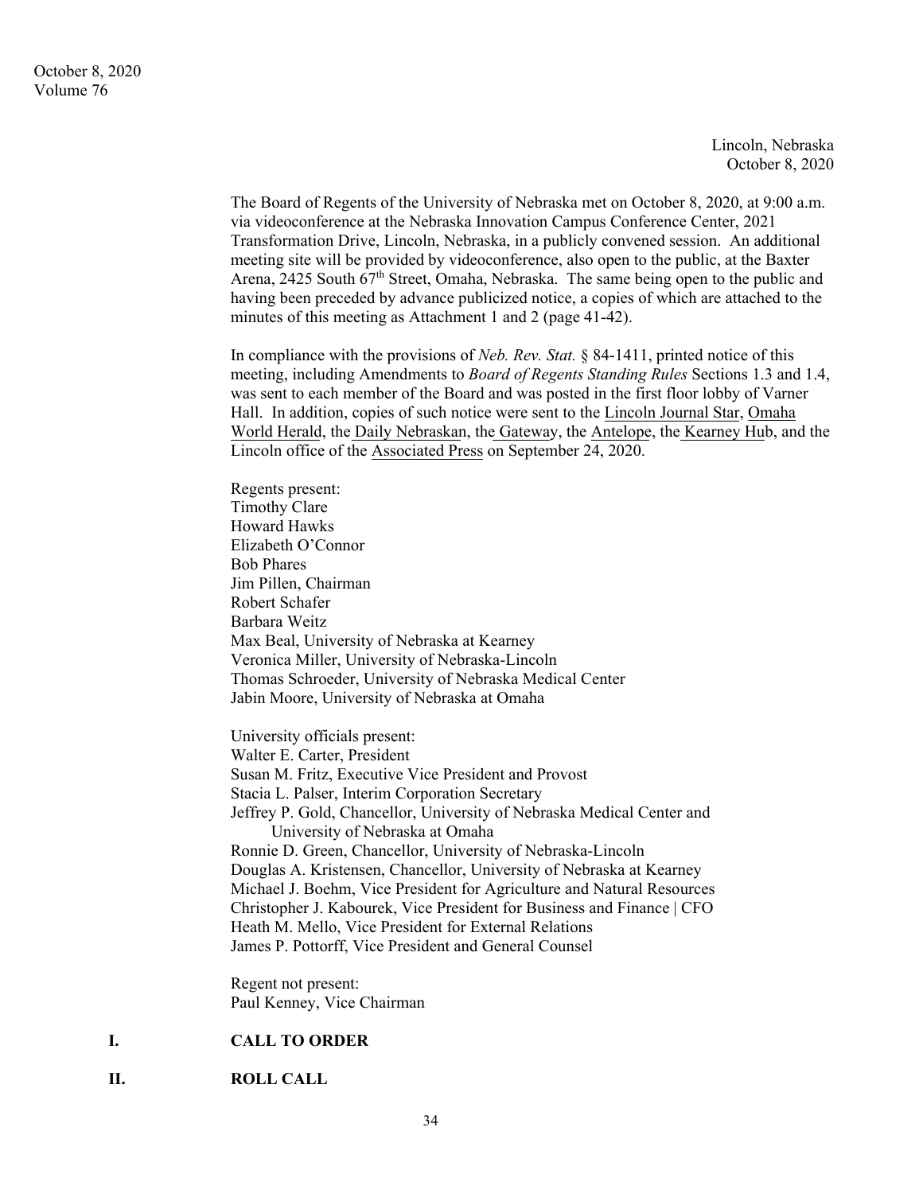Lincoln, Nebraska
October 8, 2020

The Board of Regents of the University of Nebraska met on October 8, 2020, at 9:00 a.m. via videoconference at the Nebraska Innovation Campus Conference Center, 2021 Transformation Drive, Lincoln, Nebraska, in a publicly convened session. An additional meeting site will be provided by videoconference, also open to the public, at the Baxter Arena, 2425 South 67th Street, Omaha, Nebraska. The same being open to the public and having been preceded by advance publicized notice, a copies of which are attached to the minutes of this meeting as Attachment 1 and 2 (page 41-42).

In compliance with the provisions of *Neb. Rev. Stat.* § 84-1411, printed notice of this meeting, including Amendments to *Board of Regents Standing Rules* Sections 1.3 and 1.4, was sent to each member of the Board and was posted in the first floor lobby of Varner Hall. In addition, copies of such notice were sent to the Lincoln Journal Star, Omaha World Herald, the Daily Nebraskan, the Gateway, the Antelope, the Kearney Hub, and the Lincoln office of the Associated Press on September 24, 2020.

Regents present:
Timothy Clare
Howard Hawks
Elizabeth O'Connor
Bob Phares
Jim Pillen, Chairman
Robert Schafer
Barbara Weitz
Max Beal, University of Nebraska at Kearney
Veronica Miller, University of Nebraska-Lincoln
Thomas Schroeder, University of Nebraska Medical Center
Jabin Moore, University of Nebraska at Omaha

University officials present:
Walter E. Carter, President
Susan M. Fritz, Executive Vice President and Provost
Stacia L. Palser, Interim Corporation Secretary
Jeffrey P. Gold, Chancellor, University of Nebraska Medical Center and University of Nebraska at Omaha
Ronnie D. Green, Chancellor, University of Nebraska-Lincoln
Douglas A. Kristensen, Chancellor, University of Nebraska at Kearney
Michael J. Boehm, Vice President for Agriculture and Natural Resources
Christopher J. Kabourek, Vice President for Business and Finance | CFO
Heath M. Mello, Vice President for External Relations
James P. Pottorff, Vice President and General Counsel

Regent not present:
Paul Kenney, Vice Chairman

## I. CALL TO ORDER

## II. ROLL CALL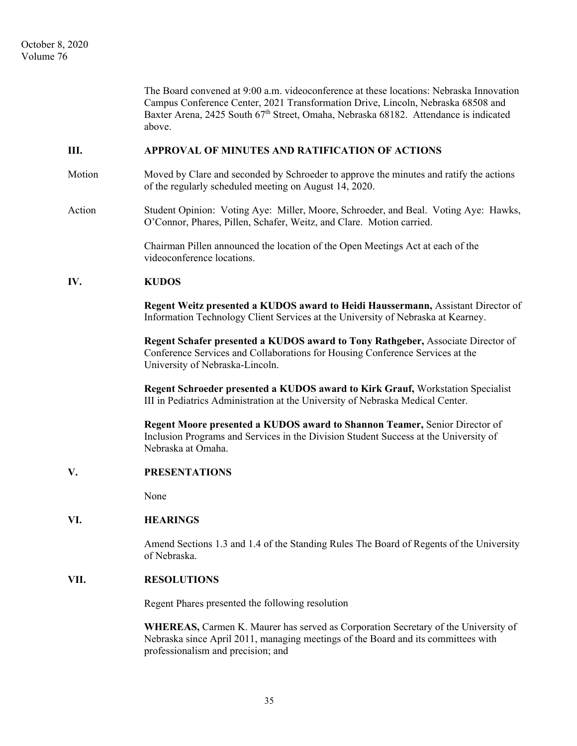The Board convened at 9:00 a.m. videoconference at these locations: Nebraska Innovation Campus Conference Center, 2021 Transformation Drive, Lincoln, Nebraska 68508 and Baxter Arena, 2425 South 67th Street, Omaha, Nebraska 68182. Attendance is indicated above.

## III. APPROVAL OF MINUTES AND RATIFICATION OF ACTIONS

Motion — Moved by Clare and seconded by Schroeder to approve the minutes and ratify the actions of the regularly scheduled meeting on August 14, 2020.

Action — Student Opinion: Voting Aye: Miller, Moore, Schroeder, and Beal. Voting Aye: Hawks, O'Connor, Phares, Pillen, Schafer, Weitz, and Clare. Motion carried.

Chairman Pillen announced the location of the Open Meetings Act at each of the videoconference locations.

## IV. KUDOS

**Regent Weitz presented a KUDOS award to Heidi Haussermann,** Assistant Director of Information Technology Client Services at the University of Nebraska at Kearney.

**Regent Schafer presented a KUDOS award to Tony Rathgeber,** Associate Director of Conference Services and Collaborations for Housing Conference Services at the University of Nebraska-Lincoln.

**Regent Schroeder presented a KUDOS award to Kirk Grauf,** Workstation Specialist III in Pediatrics Administration at the University of Nebraska Medical Center.

**Regent Moore presented a KUDOS award to Shannon Teamer,** Senior Director of Inclusion Programs and Services in the Division Student Success at the University of Nebraska at Omaha.

## V. PRESENTATIONS

None

## VI. HEARINGS

Amend Sections 1.3 and 1.4 of the Standing Rules The Board of Regents of the University of Nebraska.

## VII. RESOLUTIONS

Regent Phares presented the following resolution

**WHEREAS,** Carmen K. Maurer has served as Corporation Secretary of the University of Nebraska since April 2011, managing meetings of the Board and its committees with professionalism and precision; and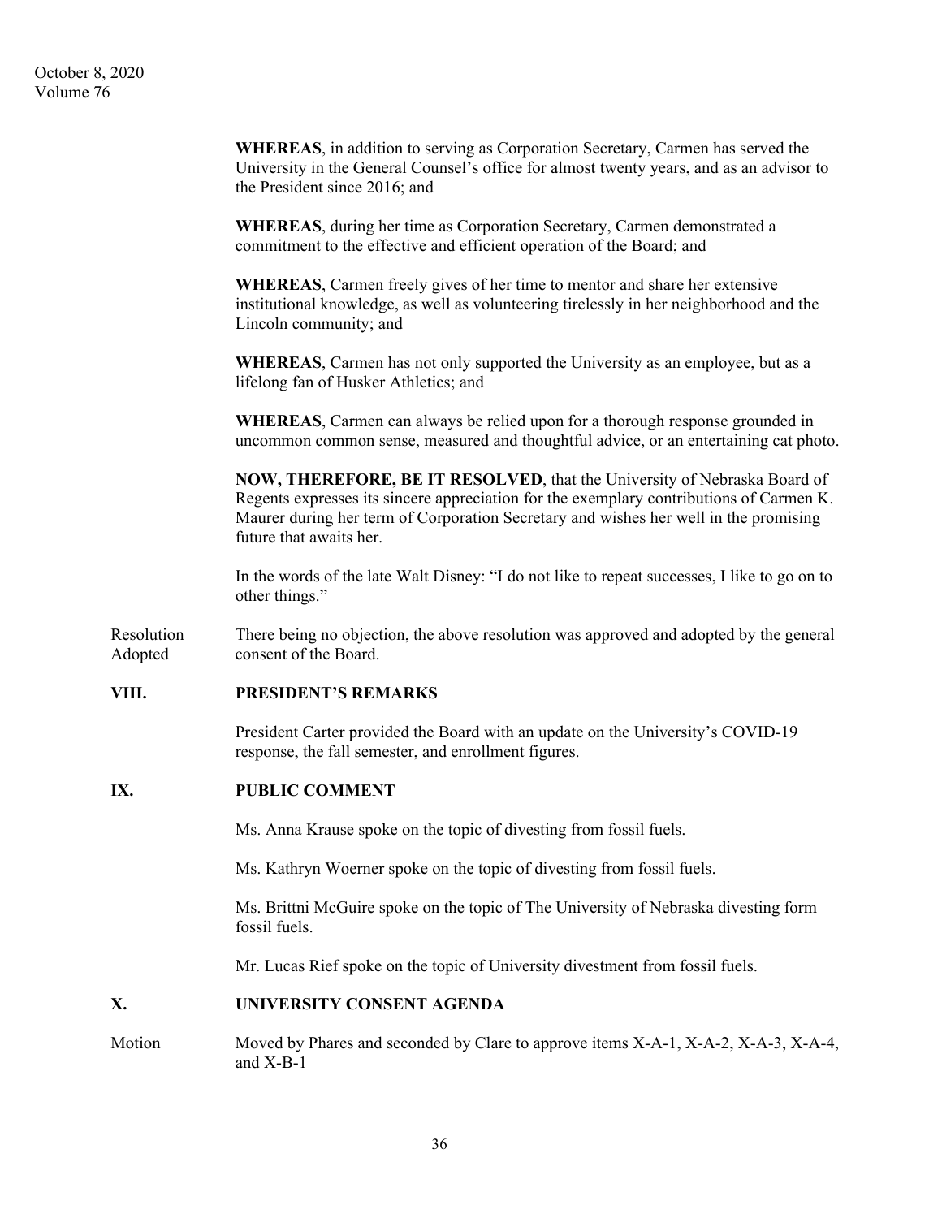**WHEREAS**, in addition to serving as Corporation Secretary, Carmen has served the University in the General Counsel's office for almost twenty years, and as an advisor to the President since 2016; and

**WHEREAS**, during her time as Corporation Secretary, Carmen demonstrated a commitment to the effective and efficient operation of the Board; and

**WHEREAS**, Carmen freely gives of her time to mentor and share her extensive institutional knowledge, as well as volunteering tirelessly in her neighborhood and the Lincoln community; and

**WHEREAS**, Carmen has not only supported the University as an employee, but as a lifelong fan of Husker Athletics; and

**WHEREAS**, Carmen can always be relied upon for a thorough response grounded in uncommon common sense, measured and thoughtful advice, or an entertaining cat photo.

**NOW, THEREFORE, BE IT RESOLVED**, that the University of Nebraska Board of Regents expresses its sincere appreciation for the exemplary contributions of Carmen K. Maurer during her term of Corporation Secretary and wishes her well in the promising future that awaits her.

In the words of the late Walt Disney: "I do not like to repeat successes, I like to go on to other things."

Resolution Adopted — There being no objection, the above resolution was approved and adopted by the general consent of the Board.

## VIII. PRESIDENT'S REMARKS

President Carter provided the Board with an update on the University's COVID-19 response, the fall semester, and enrollment figures.

## IX. PUBLIC COMMENT

Ms. Anna Krause spoke on the topic of divesting from fossil fuels.

Ms. Kathryn Woerner spoke on the topic of divesting from fossil fuels.

Ms. Brittni McGuire spoke on the topic of The University of Nebraska divesting form fossil fuels.

Mr. Lucas Rief spoke on the topic of University divestment from fossil fuels.

## X. UNIVERSITY CONSENT AGENDA

Motion — Moved by Phares and seconded by Clare to approve items X-A-1, X-A-2, X-A-3, X-A-4, and X-B-1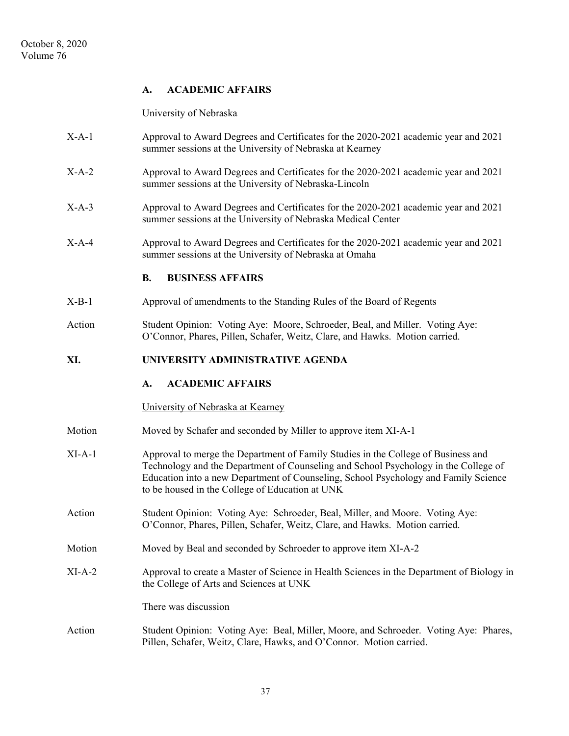### A. ACADEMIC AFFAIRS

University of Nebraska

X-A-1 Approval to Award Degrees and Certificates for the 2020-2021 academic year and 2021 summer sessions at the University of Nebraska at Kearney

X-A-2 Approval to Award Degrees and Certificates for the 2020-2021 academic year and 2021 summer sessions at the University of Nebraska-Lincoln

X-A-3 Approval to Award Degrees and Certificates for the 2020-2021 academic year and 2021 summer sessions at the University of Nebraska Medical Center

X-A-4 Approval to Award Degrees and Certificates for the 2020-2021 academic year and 2021 summer sessions at the University of Nebraska at Omaha

### B. BUSINESS AFFAIRS

X-B-1 Approval of amendments to the Standing Rules of the Board of Regents

Action Student Opinion: Voting Aye: Moore, Schroeder, Beal, and Miller. Voting Aye: O'Connor, Phares, Pillen, Schafer, Weitz, Clare, and Hawks. Motion carried.

## XI. UNIVERSITY ADMINISTRATIVE AGENDA

### A. ACADEMIC AFFAIRS

University of Nebraska at Kearney

Motion Moved by Schafer and seconded by Miller to approve item XI-A-1

XI-A-1 Approval to merge the Department of Family Studies in the College of Business and Technology and the Department of Counseling and School Psychology in the College of Education into a new Department of Counseling, School Psychology and Family Science to be housed in the College of Education at UNK

Action Student Opinion: Voting Aye: Schroeder, Beal, Miller, and Moore. Voting Aye: O'Connor, Phares, Pillen, Schafer, Weitz, Clare, and Hawks. Motion carried.

Motion Moved by Beal and seconded by Schroeder to approve item XI-A-2

XI-A-2 Approval to create a Master of Science in Health Sciences in the Department of Biology in the College of Arts and Sciences at UNK

There was discussion

Action Student Opinion: Voting Aye: Beal, Miller, Moore, and Schroeder. Voting Aye: Phares, Pillen, Schafer, Weitz, Clare, Hawks, and O'Connor. Motion carried.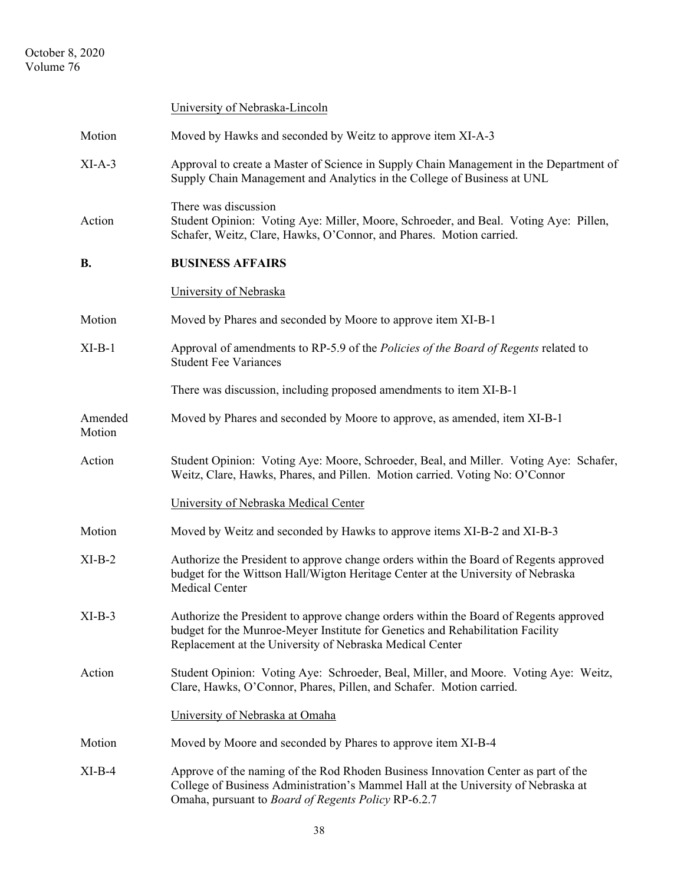University of Nebraska-Lincoln

Motion — Moved by Hawks and seconded by Weitz to approve item XI-A-3

XI-A-3 — Approval to create a Master of Science in Supply Chain Management in the Department of Supply Chain Management and Analytics in the College of Business at UNL

There was discussion

Action — Student Opinion: Voting Aye: Miller, Moore, Schroeder, and Beal. Voting Aye: Pillen, Schafer, Weitz, Clare, Hawks, O'Connor, and Phares. Motion carried.

**B. BUSINESS AFFAIRS**

University of Nebraska

Motion — Moved by Phares and seconded by Moore to approve item XI-B-1

XI-B-1 — Approval of amendments to RP-5.9 of the *Policies of the Board of Regents* related to Student Fee Variances

There was discussion, including proposed amendments to item XI-B-1

Amended Motion — Moved by Phares and seconded by Moore to approve, as amended, item XI-B-1

Action — Student Opinion: Voting Aye: Moore, Schroeder, Beal, and Miller. Voting Aye: Schafer, Weitz, Clare, Hawks, Phares, and Pillen. Motion carried. Voting No: O'Connor

University of Nebraska Medical Center

Motion — Moved by Weitz and seconded by Hawks to approve items XI-B-2 and XI-B-3

XI-B-2 — Authorize the President to approve change orders within the Board of Regents approved budget for the Wittson Hall/Wigton Heritage Center at the University of Nebraska Medical Center

XI-B-3 — Authorize the President to approve change orders within the Board of Regents approved budget for the Munroe-Meyer Institute for Genetics and Rehabilitation Facility Replacement at the University of Nebraska Medical Center

Action — Student Opinion: Voting Aye: Schroeder, Beal, Miller, and Moore. Voting Aye: Weitz, Clare, Hawks, O'Connor, Phares, Pillen, and Schafer. Motion carried.

University of Nebraska at Omaha

Motion — Moved by Moore and seconded by Phares to approve item XI-B-4

XI-B-4 — Approve of the naming of the Rod Rhoden Business Innovation Center as part of the College of Business Administration's Mammel Hall at the University of Nebraska at Omaha, pursuant to *Board of Regents Policy* RP-6.2.7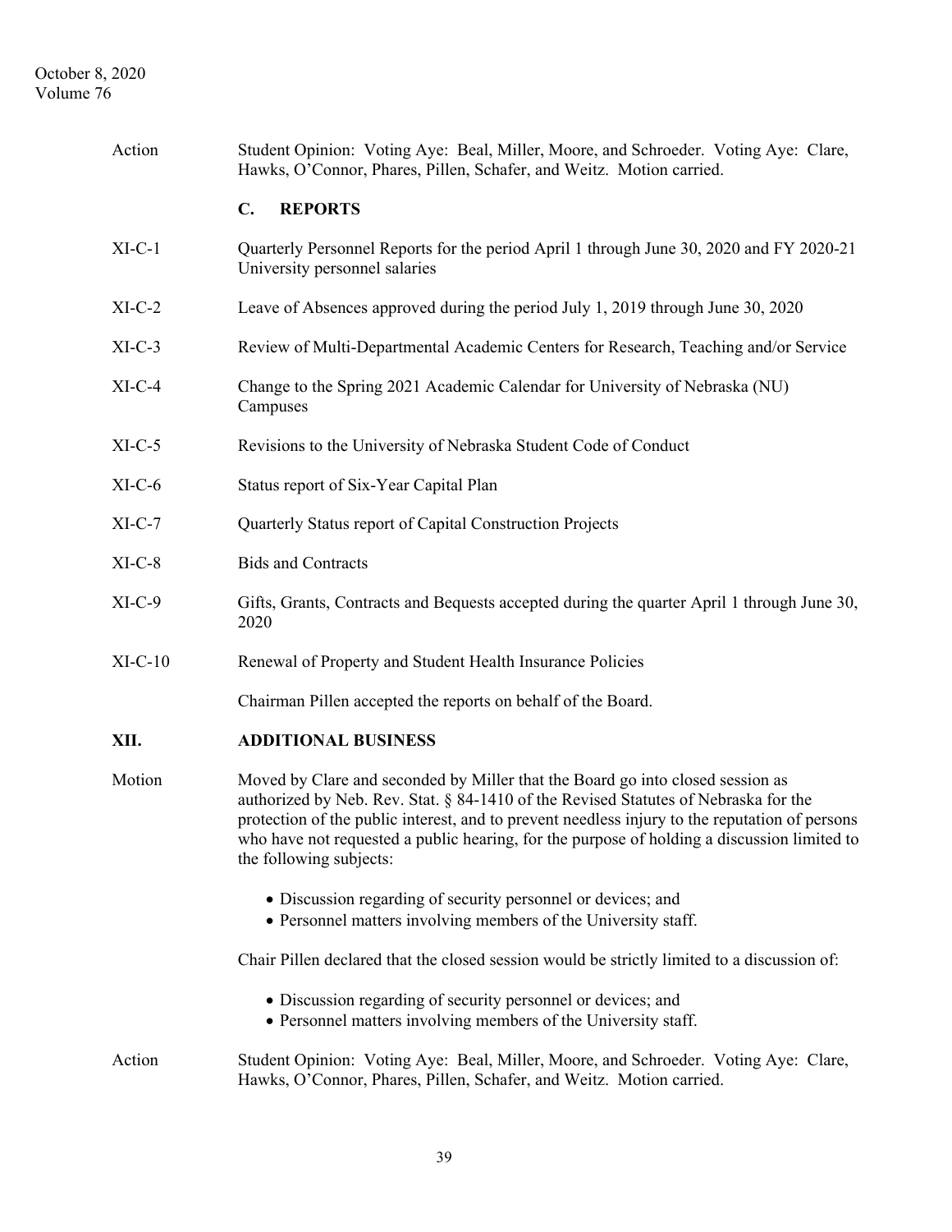Action Student Opinion: Voting Aye: Beal, Miller, Moore, and Schroeder. Voting Aye: Clare, Hawks, O'Connor, Phares, Pillen, Schafer, and Weitz. Motion carried.

### C. REPORTS

XI-C-1 Quarterly Personnel Reports for the period April 1 through June 30, 2020 and FY 2020-21 University personnel salaries

XI-C-2 Leave of Absences approved during the period July 1, 2019 through June 30, 2020

XI-C-3 Review of Multi-Departmental Academic Centers for Research, Teaching and/or Service

XI-C-4 Change to the Spring 2021 Academic Calendar for University of Nebraska (NU) Campuses

XI-C-5 Revisions to the University of Nebraska Student Code of Conduct

XI-C-6 Status report of Six-Year Capital Plan

XI-C-7 Quarterly Status report of Capital Construction Projects

XI-C-8 Bids and Contracts

XI-C-9 Gifts, Grants, Contracts and Bequests accepted during the quarter April 1 through June 30, 2020

XI-C-10 Renewal of Property and Student Health Insurance Policies

Chairman Pillen accepted the reports on behalf of the Board.

## XII. ADDITIONAL BUSINESS

Motion Moved by Clare and seconded by Miller that the Board go into closed session as authorized by Neb. Rev. Stat. § 84-1410 of the Revised Statutes of Nebraska for the protection of the public interest, and to prevent needless injury to the reputation of persons who have not requested a public hearing, for the purpose of holding a discussion limited to the following subjects:

- Discussion regarding of security personnel or devices; and
- Personnel matters involving members of the University staff.

Chair Pillen declared that the closed session would be strictly limited to a discussion of:

- Discussion regarding of security personnel or devices; and
- Personnel matters involving members of the University staff.

Action Student Opinion: Voting Aye: Beal, Miller, Moore, and Schroeder. Voting Aye: Clare, Hawks, O'Connor, Phares, Pillen, Schafer, and Weitz. Motion carried.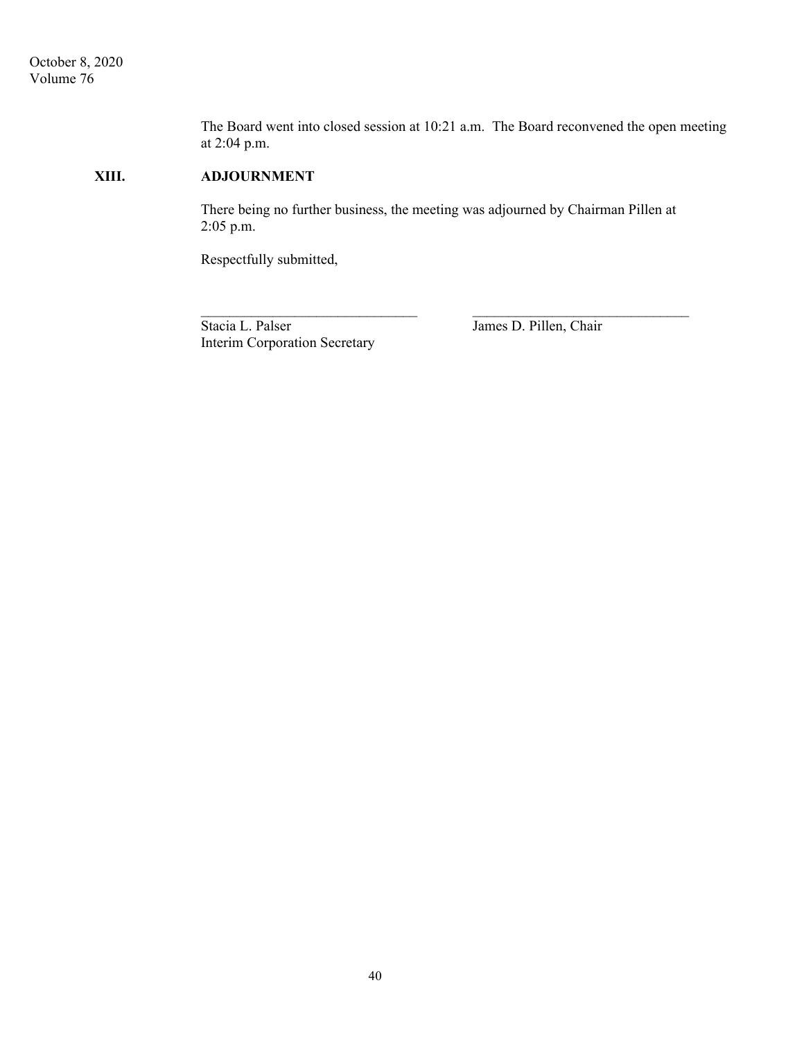The Board went into closed session at 10:21 a.m. The Board reconvened the open meeting at 2:04 p.m.

## XIII. ADJOURNMENT

There being no further business, the meeting was adjourned by Chairman Pillen at 2:05 p.m.

Respectfully submitted,

| \_\_\_\_\_\_\_\_\_\_\_\_\_\_\_\_\_\_\_\_\_\_\_\_\_\_\_\_\_\_ | \_\_\_\_\_\_\_\_\_\_\_\_\_\_\_\_\_\_\_\_\_\_\_\_\_\_\_\_\_\_ |
|---|---|
| Stacia L. Palser<br>Interim Corporation Secretary | James D. Pillen, Chair |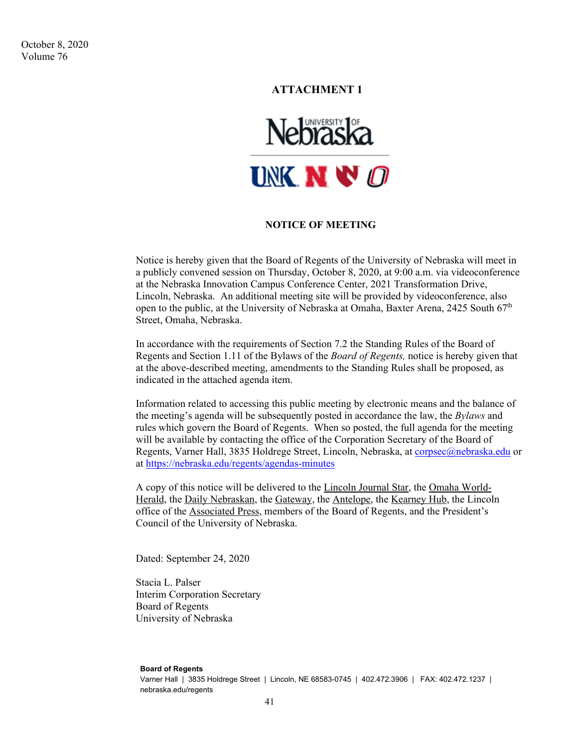## ATTACHMENT 1

### NOTICE OF MEETING

Notice is hereby given that the Board of Regents of the University of Nebraska will meet in a publicly convened session on Thursday, October 8, 2020, at 9:00 a.m. via videoconference at the Nebraska Innovation Campus Conference Center, 2021 Transformation Drive, Lincoln, Nebraska. An additional meeting site will be provided by videoconference, also open to the public, at the University of Nebraska at Omaha, Baxter Arena, 2425 South 67th Street, Omaha, Nebraska.

In accordance with the requirements of Section 7.2 the Standing Rules of the Board of Regents and Section 1.11 of the Bylaws of the *Board of Regents,* notice is hereby given that at the above-described meeting, amendments to the Standing Rules shall be proposed, as indicated in the attached agenda item.

Information related to accessing this public meeting by electronic means and the balance of the meeting's agenda will be subsequently posted in accordance the law, the *Bylaws* and rules which govern the Board of Regents. When so posted, the full agenda for the meeting will be available by contacting the office of the Corporation Secretary of the Board of Regents, Varner Hall, 3835 Holdrege Street, Lincoln, Nebraska, at corpsec@nebraska.edu or at https://nebraska.edu/regents/agendas-minutes

A copy of this notice will be delivered to the Lincoln Journal Star, the Omaha World-Herald, the Daily Nebraskan, the Gateway, the Antelope, the Kearney Hub, the Lincoln office of the Associated Press, members of the Board of Regents, and the President's Council of the University of Nebraska.

Dated: September 24, 2020

Stacia L. Palser
Interim Corporation Secretary
Board of Regents
University of Nebraska

**Board of Regents**
Varner Hall | 3835 Holdrege Street | Lincoln, NE 68583-0745 | 402.472.3906 | FAX: 402.472.1237 | nebraska.edu/regents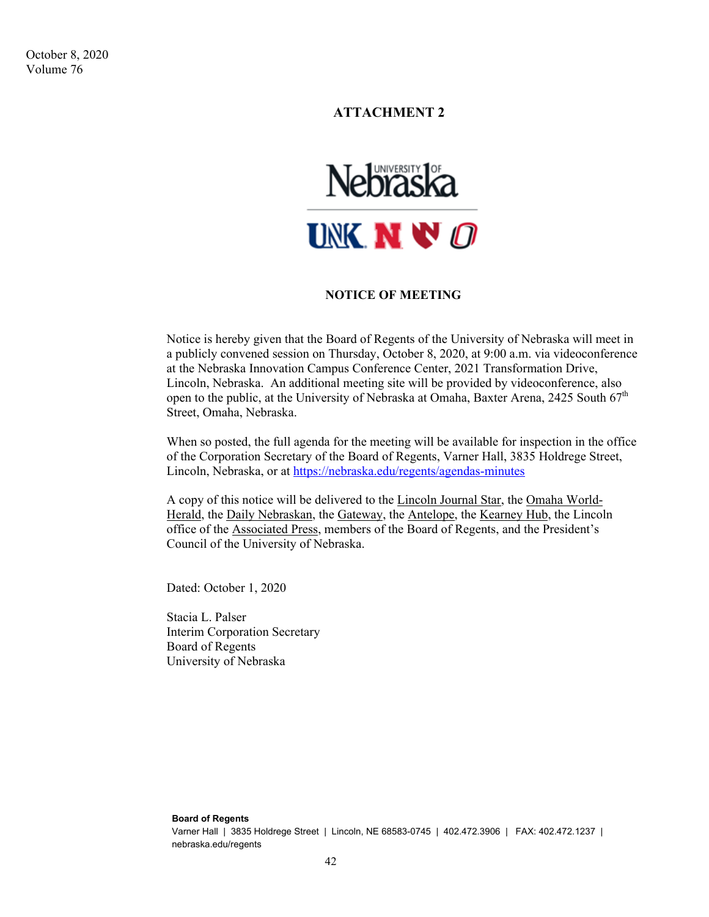## ATTACHMENT 2

### NOTICE OF MEETING

Notice is hereby given that the Board of Regents of the University of Nebraska will meet in a publicly convened session on Thursday, October 8, 2020, at 9:00 a.m. via videoconference at the Nebraska Innovation Campus Conference Center, 2021 Transformation Drive, Lincoln, Nebraska. An additional meeting site will be provided by videoconference, also open to the public, at the University of Nebraska at Omaha, Baxter Arena, 2425 South 67th Street, Omaha, Nebraska.

When so posted, the full agenda for the meeting will be available for inspection in the office of the Corporation Secretary of the Board of Regents, Varner Hall, 3835 Holdrege Street, Lincoln, Nebraska, or at https://nebraska.edu/regents/agendas-minutes

A copy of this notice will be delivered to the Lincoln Journal Star, the Omaha World-Herald, the Daily Nebraskan, the Gateway, the Antelope, the Kearney Hub, the Lincoln office of the Associated Press, members of the Board of Regents, and the President's Council of the University of Nebraska.

Dated: October 1, 2020

Stacia L. Palser
Interim Corporation Secretary
Board of Regents
University of Nebraska

**Board of Regents**
Varner Hall | 3835 Holdrege Street | Lincoln, NE 68583-0745 | 402.472.3906 | FAX: 402.472.1237 | nebraska.edu/regents